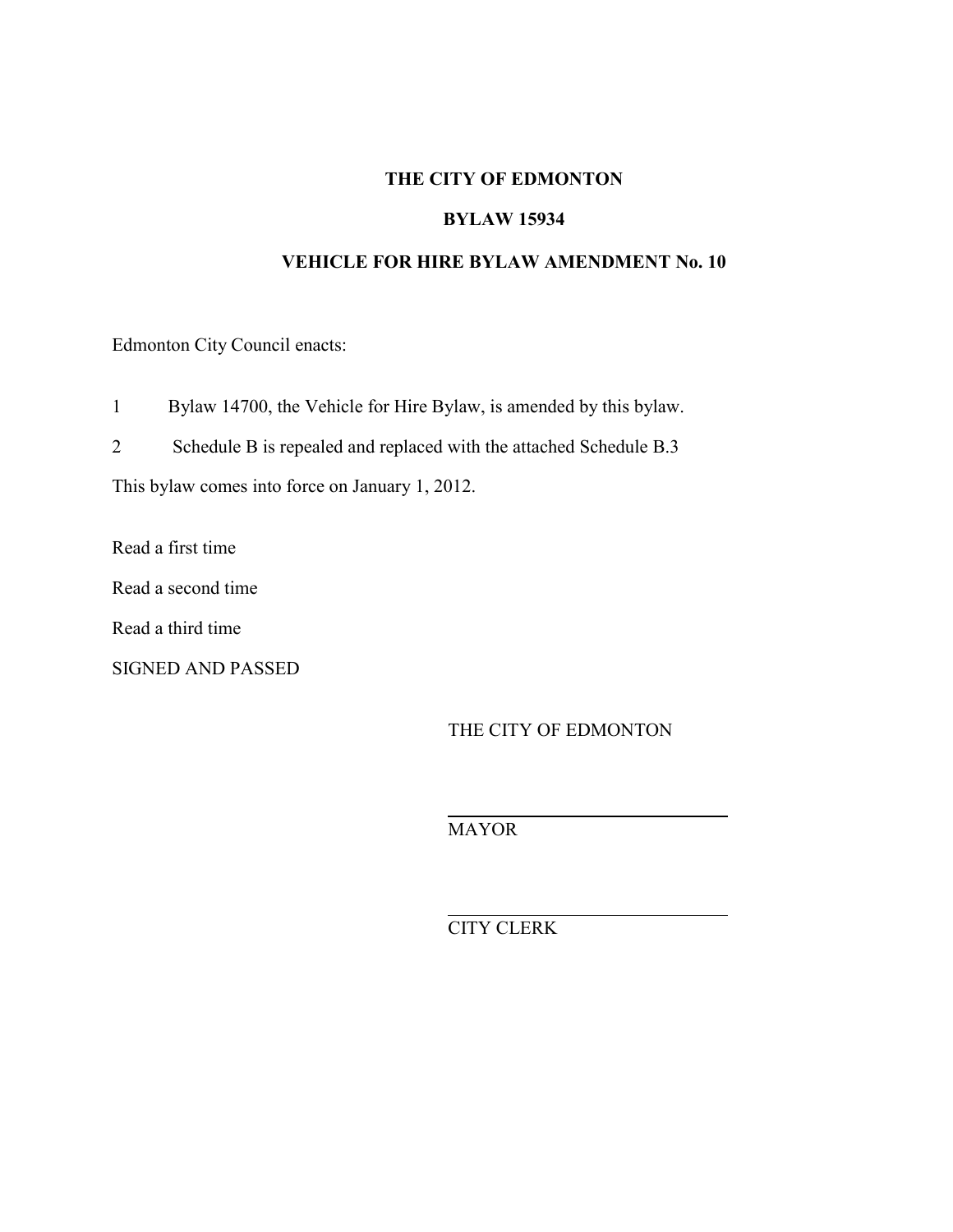# THE CITY OF EDMONTON

## BYLAW 15934

## VEHICLE FOR HIRE BYLAW AMENDMENT No. 10

Edmonton City Council enacts:

1 Bylaw 14700, the Vehicle for Hire Bylaw, is amended by this bylaw.

2 Schedule B is repealed and replaced with the attached Schedule B.3

This bylaw comes into force on January 1, 2012.

Read a first time

Read a second time

Read a third time

SIGNED AND PASSED

THE CITY OF EDMONTON

MAYOR

CITY CLERK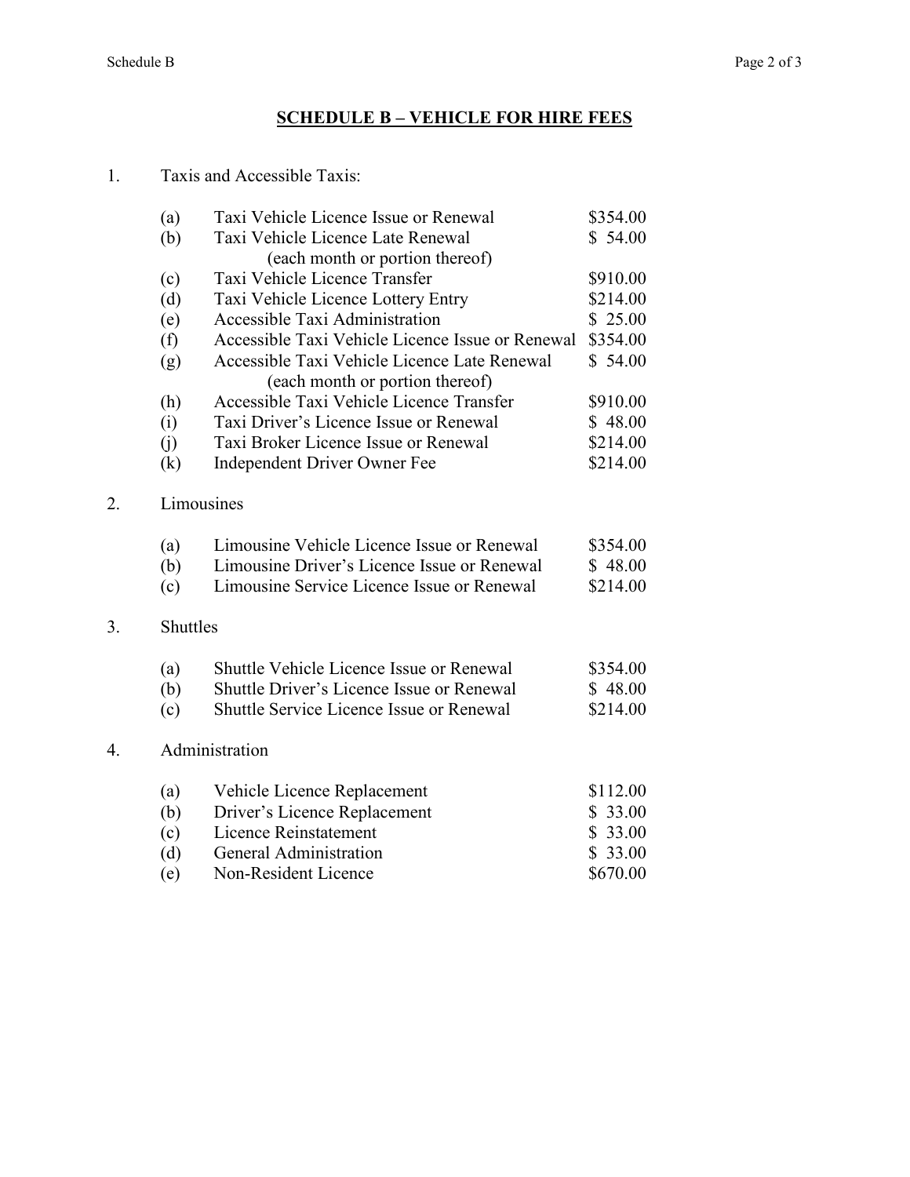# SCHEDULE B – VEHICLE FOR HIRE FEES

1. Taxis and Accessible Taxis:

| | | |
|---|---|---|
| (a) | Taxi Vehicle Licence Issue or Renewal | $354.00 |
| (b) | Taxi Vehicle Licence Late Renewal (each month or portion thereof) | $ 54.00 |
| (c) | Taxi Vehicle Licence Transfer | $910.00 |
| (d) | Taxi Vehicle Licence Lottery Entry | $214.00 |
| (e) | Accessible Taxi Administration | $ 25.00 |
| (f) | Accessible Taxi Vehicle Licence Issue or Renewal | $354.00 |
| (g) | Accessible Taxi Vehicle Licence Late Renewal (each month or portion thereof) | $ 54.00 |
| (h) | Accessible Taxi Vehicle Licence Transfer | $910.00 |
| (i) | Taxi Driver's Licence Issue or Renewal | $ 48.00 |
| (j) | Taxi Broker Licence Issue or Renewal | $214.00 |
| (k) | Independent Driver Owner Fee | $214.00 |

2. Limousines

| | | |
|---|---|---|
| (a) | Limousine Vehicle Licence Issue or Renewal | $354.00 |
| (b) | Limousine Driver's Licence Issue or Renewal | $ 48.00 |
| (c) | Limousine Service Licence Issue or Renewal | $214.00 |

3. Shuttles

| | | |
|---|---|---|
| (a) | Shuttle Vehicle Licence Issue or Renewal | $354.00 |
| (b) | Shuttle Driver's Licence Issue or Renewal | $ 48.00 |
| (c) | Shuttle Service Licence Issue or Renewal | $214.00 |

4. Administration

| | | |
|---|---|---|
| (a) | Vehicle Licence Replacement | $112.00 |
| (b) | Driver's Licence Replacement | $ 33.00 |
| (c) | Licence Reinstatement | $ 33.00 |
| (d) | General Administration | $ 33.00 |
| (e) | Non-Resident Licence | $670.00 |